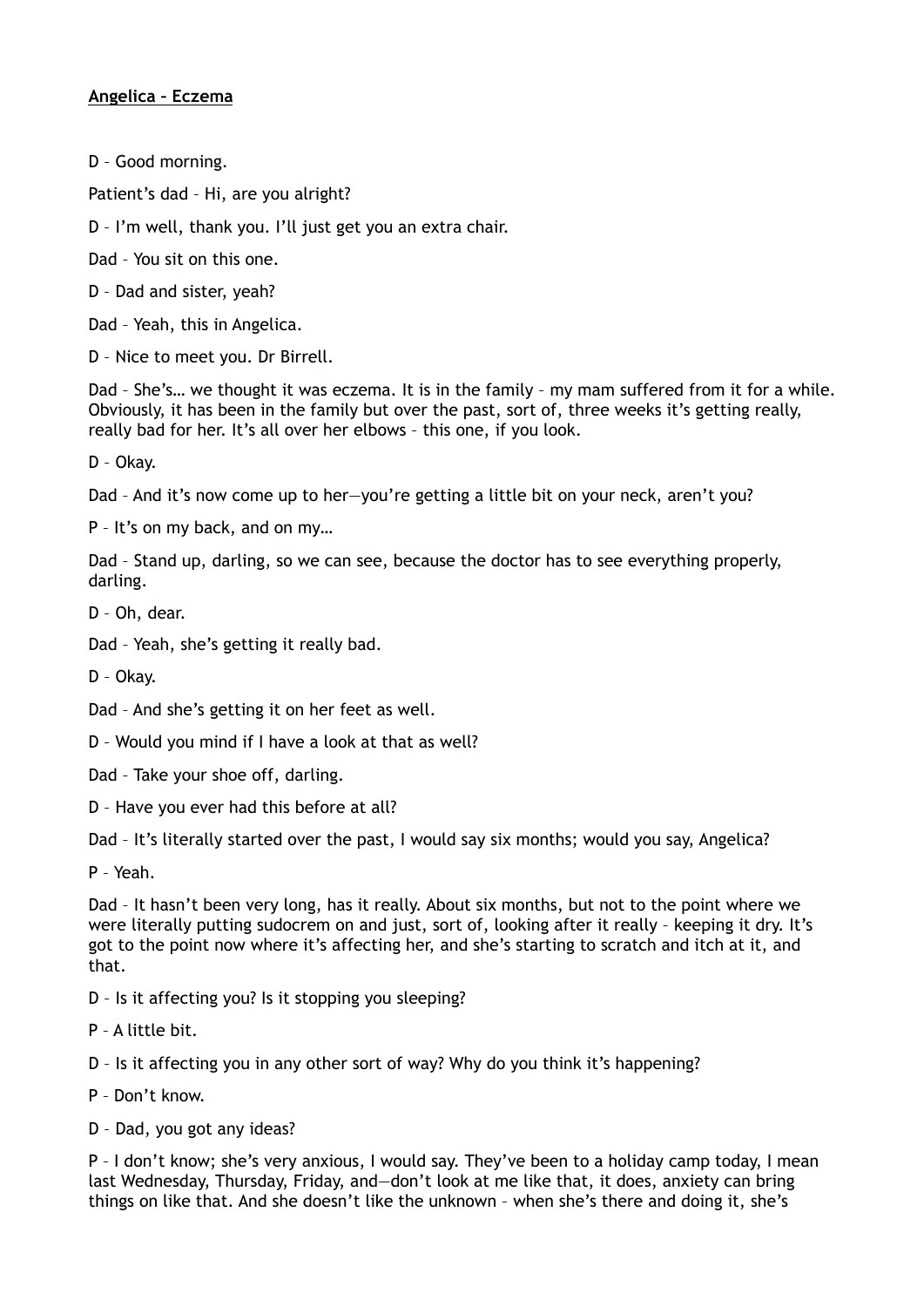**Angelica – Eczema**

D – Good morning.

Patient's dad – Hi, are you alright?

D – I'm well, thank you. I'll just get you an extra chair.

Dad – You sit on this one.

D – Dad and sister, yeah?

Dad – Yeah, this in Angelica.

D – Nice to meet you. Dr Birrell.

Dad – She's… we thought it was eczema. It is in the family – my mam suffered from it for a while. Obviously, it has been in the family but over the past, sort of, three weeks it's getting really, really bad for her. It's all over her elbows – this one, if you look.

D – Okay.

Dad – And it's now come up to her—you're getting a little bit on your neck, aren't you?

P – It's on my back, and on my…

Dad – Stand up, darling, so we can see, because the doctor has to see everything properly, darling.

D – Oh, dear.

Dad – Yeah, she's getting it really bad.

D – Okay.

Dad – And she's getting it on her feet as well.

D – Would you mind if I have a look at that as well?

Dad – Take your shoe off, darling.

D – Have you ever had this before at all?

Dad – It's literally started over the past, I would say six months; would you say, Angelica?

P – Yeah.

Dad – It hasn't been very long, has it really. About six months, but not to the point where we were literally putting sudocrem on and just, sort of, looking after it really – keeping it dry. It's got to the point now where it's affecting her, and she's starting to scratch and itch at it, and that.

D – Is it affecting you? Is it stopping you sleeping?

P – A little bit.

D – Is it affecting you in any other sort of way? Why do you think it's happening?

P – Don't know.

D – Dad, you got any ideas?

P – I don't know; she's very anxious, I would say. They've been to a holiday camp today, I mean last Wednesday, Thursday, Friday, and—don't look at me like that, it does, anxiety can bring things on like that. And she doesn't like the unknown – when she's there and doing it, she's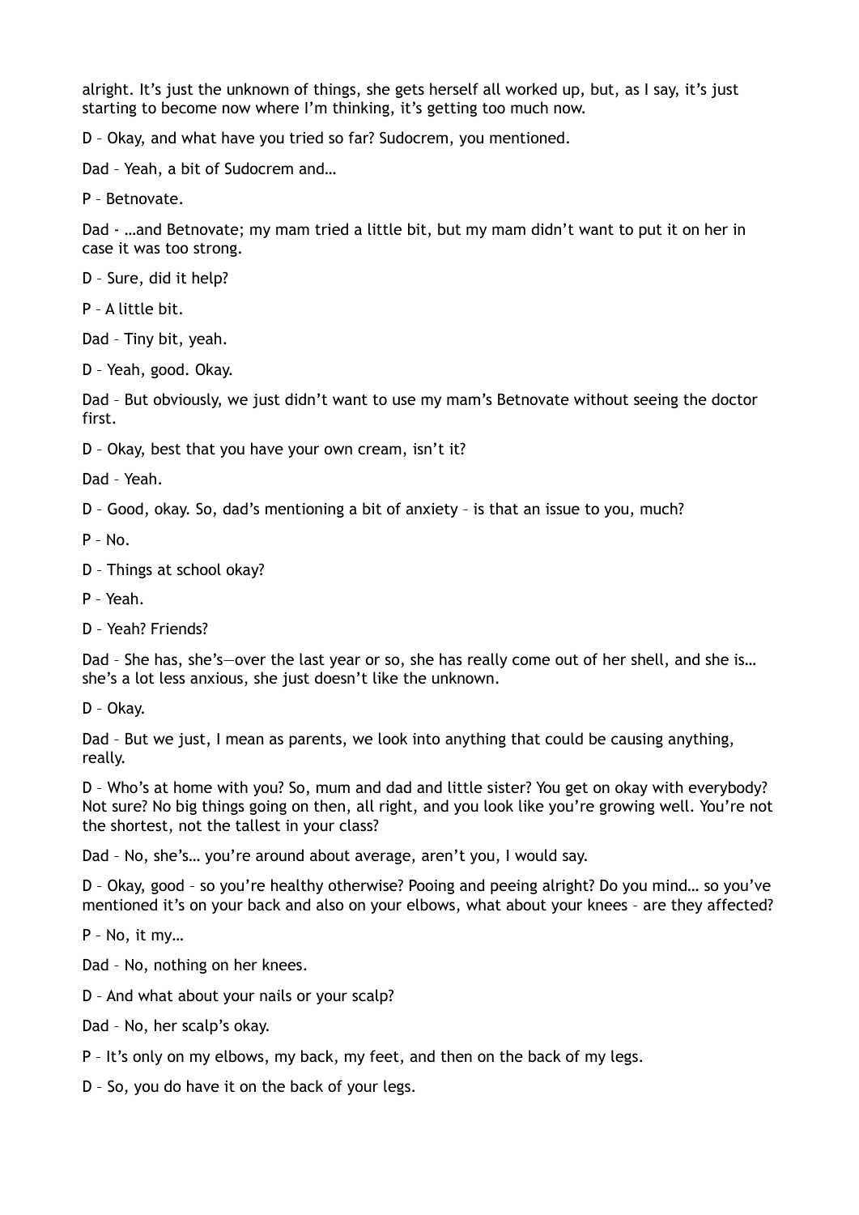alright. It's just the unknown of things, she gets herself all worked up, but, as I say, it's just starting to become now where I'm thinking, it's getting too much now.

D – Okay, and what have you tried so far? Sudocrem, you mentioned.

Dad – Yeah, a bit of Sudocrem and…

P – Betnovate.

Dad - …and Betnovate; my mam tried a little bit, but my mam didn't want to put it on her in case it was too strong.

D – Sure, did it help?

P – A little bit.

Dad – Tiny bit, yeah.

D – Yeah, good. Okay.

Dad – But obviously, we just didn't want to use my mam's Betnovate without seeing the doctor first.

D – Okay, best that you have your own cream, isn't it?

Dad – Yeah.

D – Good, okay. So, dad's mentioning a bit of anxiety – is that an issue to you, much?

P – No.

D – Things at school okay?

P – Yeah.

D – Yeah? Friends?

Dad – She has, she's—over the last year or so, she has really come out of her shell, and she is… she's a lot less anxious, she just doesn't like the unknown.

D – Okay.

Dad – But we just, I mean as parents, we look into anything that could be causing anything, really.

D – Who's at home with you? So, mum and dad and little sister? You get on okay with everybody? Not sure? No big things going on then, all right, and you look like you're growing well. You're not the shortest, not the tallest in your class?

Dad – No, she's… you're around about average, aren't you, I would say.

D – Okay, good – so you're healthy otherwise? Pooing and peeing alright? Do you mind… so you've mentioned it's on your back and also on your elbows, what about your knees – are they affected?

P – No, it my…

Dad – No, nothing on her knees.

D – And what about your nails or your scalp?

Dad – No, her scalp's okay.

P – It's only on my elbows, my back, my feet, and then on the back of my legs.

D – So, you do have it on the back of your legs.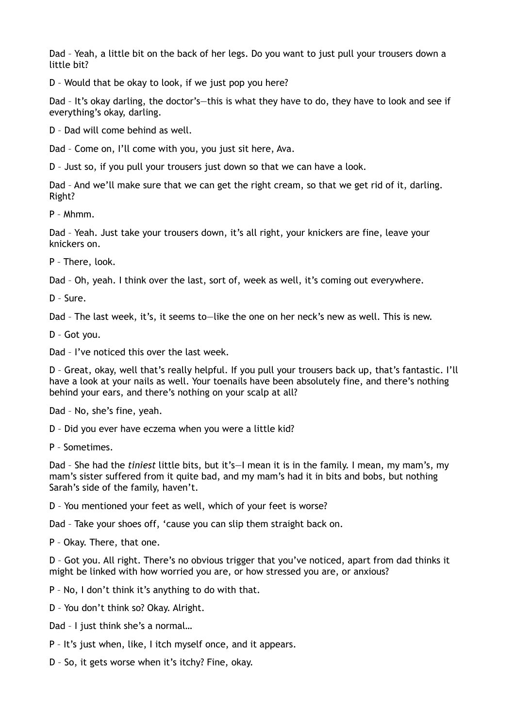Dad – Yeah, a little bit on the back of her legs. Do you want to just pull your trousers down a little bit?

D – Would that be okay to look, if we just pop you here?

Dad – It's okay darling, the doctor's—this is what they have to do, they have to look and see if everything's okay, darling.

D – Dad will come behind as well.

Dad – Come on, I'll come with you, you just sit here, Ava.

D – Just so, if you pull your trousers just down so that we can have a look.

Dad – And we'll make sure that we can get the right cream, so that we get rid of it, darling. Right?

P – Mhmm.

Dad – Yeah. Just take your trousers down, it's all right, your knickers are fine, leave your knickers on.

P – There, look.

Dad – Oh, yeah. I think over the last, sort of, week as well, it's coming out everywhere.

D – Sure.

Dad – The last week, it's, it seems to—like the one on her neck's new as well. This is new.

D – Got you.

Dad – I've noticed this over the last week.

D – Great, okay, well that's really helpful. If you pull your trousers back up, that's fantastic. I'll have a look at your nails as well. Your toenails have been absolutely fine, and there's nothing behind your ears, and there's nothing on your scalp at all?

Dad – No, she's fine, yeah.

D – Did you ever have eczema when you were a little kid?

P – Sometimes.

Dad – She had the *tiniest* little bits, but it's—I mean it is in the family. I mean, my mam's, my mam's sister suffered from it quite bad, and my mam's had it in bits and bobs, but nothing Sarah's side of the family, haven't.

D – You mentioned your feet as well, which of your feet is worse?

Dad – Take your shoes off, 'cause you can slip them straight back on.

P – Okay. There, that one.

D – Got you. All right. There's no obvious trigger that you've noticed, apart from dad thinks it might be linked with how worried you are, or how stressed you are, or anxious?

P – No, I don't think it's anything to do with that.

D – You don't think so? Okay. Alright.

Dad – I just think she's a normal…

P – It's just when, like, I itch myself once, and it appears.

D – So, it gets worse when it's itchy? Fine, okay.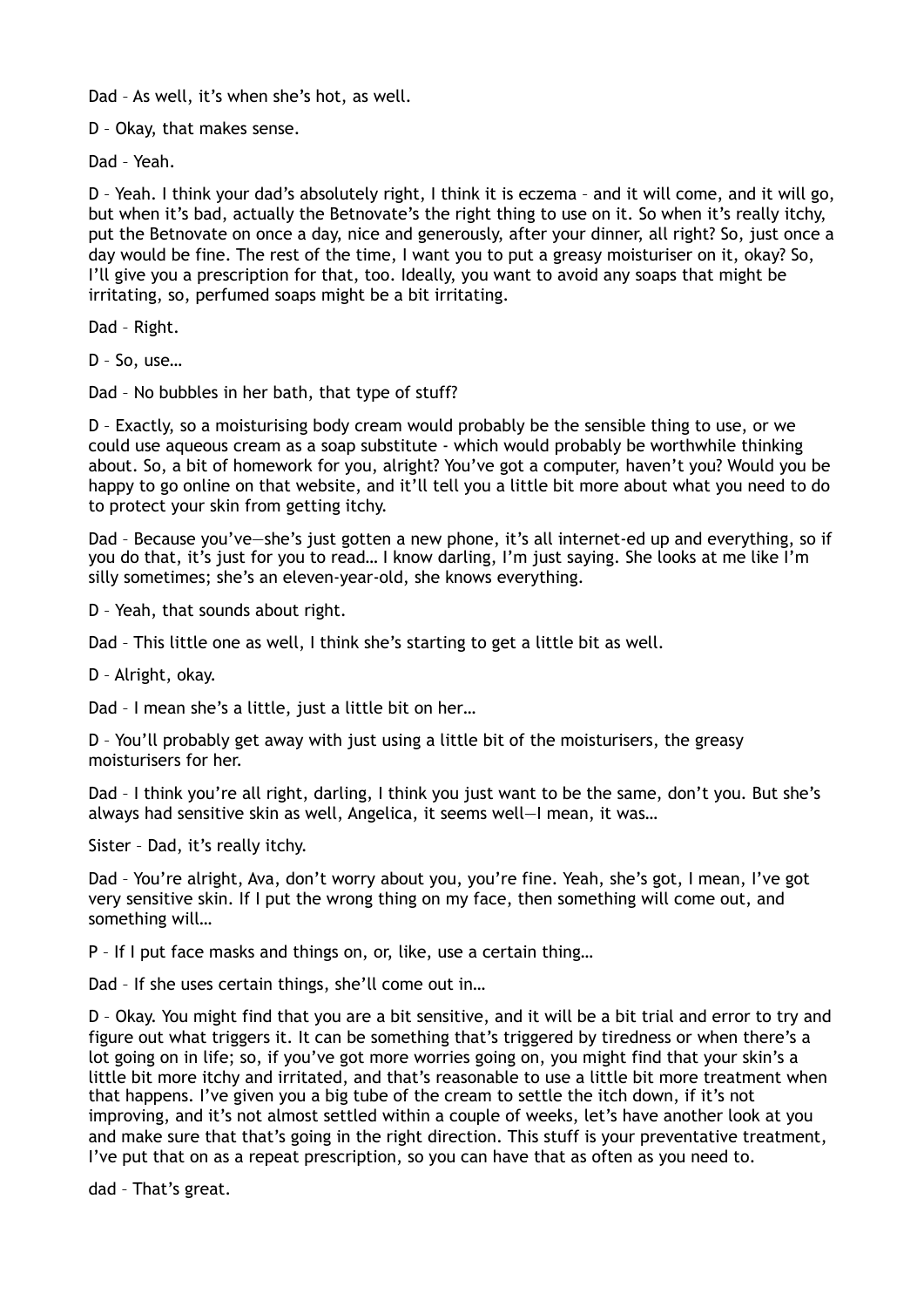Dad – As well, it's when she's hot, as well.

D – Okay, that makes sense.

Dad – Yeah.

D – Yeah. I think your dad's absolutely right, I think it is eczema – and it will come, and it will go, but when it's bad, actually the Betnovate's the right thing to use on it. So when it's really itchy, put the Betnovate on once a day, nice and generously, after your dinner, all right? So, just once a day would be fine. The rest of the time, I want you to put a greasy moisturiser on it, okay? So, I'll give you a prescription for that, too. Ideally, you want to avoid any soaps that might be irritating, so, perfumed soaps might be a bit irritating.

Dad – Right.

D – So, use…

Dad – No bubbles in her bath, that type of stuff?

D – Exactly, so a moisturising body cream would probably be the sensible thing to use, or we could use aqueous cream as a soap substitute - which would probably be worthwhile thinking about. So, a bit of homework for you, alright? You've got a computer, haven't you? Would you be happy to go online on that website, and it'll tell you a little bit more about what you need to do to protect your skin from getting itchy.

Dad – Because you've—she's just gotten a new phone, it's all internet-ed up and everything, so if you do that, it's just for you to read… I know darling, I'm just saying. She looks at me like I'm silly sometimes; she's an eleven-year-old, she knows everything.

D – Yeah, that sounds about right.

Dad – This little one as well, I think she's starting to get a little bit as well.

D – Alright, okay.

Dad – I mean she's a little, just a little bit on her…

D – You'll probably get away with just using a little bit of the moisturisers, the greasy moisturisers for her.

Dad – I think you're all right, darling, I think you just want to be the same, don't you. But she's always had sensitive skin as well, Angelica, it seems well—I mean, it was…

Sister – Dad, it's really itchy.

Dad – You're alright, Ava, don't worry about you, you're fine. Yeah, she's got, I mean, I've got very sensitive skin. If I put the wrong thing on my face, then something will come out, and something will…

P – If I put face masks and things on, or, like, use a certain thing…

Dad – If she uses certain things, she'll come out in…

D – Okay. You might find that you are a bit sensitive, and it will be a bit trial and error to try and figure out what triggers it. It can be something that's triggered by tiredness or when there's a lot going on in life; so, if you've got more worries going on, you might find that your skin's a little bit more itchy and irritated, and that's reasonable to use a little bit more treatment when that happens. I've given you a big tube of the cream to settle the itch down, if it's not improving, and it's not almost settled within a couple of weeks, let's have another look at you and make sure that that's going in the right direction. This stuff is your preventative treatment, I've put that on as a repeat prescription, so you can have that as often as you need to.

dad – That's great.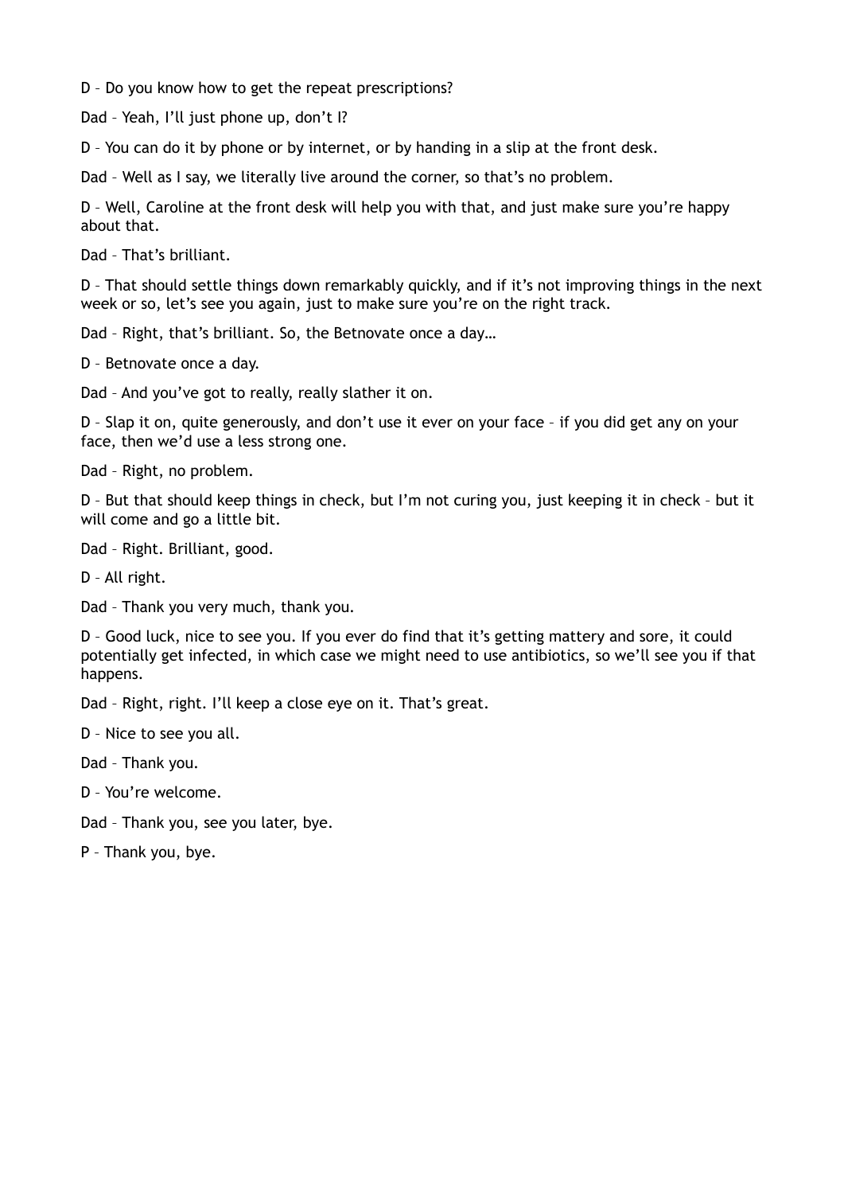D – Do you know how to get the repeat prescriptions?

Dad – Yeah, I'll just phone up, don't I?

D – You can do it by phone or by internet, or by handing in a slip at the front desk.

Dad – Well as I say, we literally live around the corner, so that's no problem.

D – Well, Caroline at the front desk will help you with that, and just make sure you're happy about that.

Dad – That's brilliant.

D – That should settle things down remarkably quickly, and if it's not improving things in the next week or so, let's see you again, just to make sure you're on the right track.

Dad – Right, that's brilliant. So, the Betnovate once a day…

D – Betnovate once a day.

Dad – And you've got to really, really slather it on.

D – Slap it on, quite generously, and don't use it ever on your face – if you did get any on your face, then we'd use a less strong one.

Dad – Right, no problem.

D – But that should keep things in check, but I'm not curing you, just keeping it in check – but it will come and go a little bit.

Dad – Right. Brilliant, good.

D – All right.

Dad – Thank you very much, thank you.

D – Good luck, nice to see you. If you ever do find that it's getting mattery and sore, it could potentially get infected, in which case we might need to use antibiotics, so we'll see you if that happens.

Dad – Right, right. I'll keep a close eye on it. That's great.

D – Nice to see you all.

Dad – Thank you.

D – You're welcome.

Dad – Thank you, see you later, bye.

P – Thank you, bye.